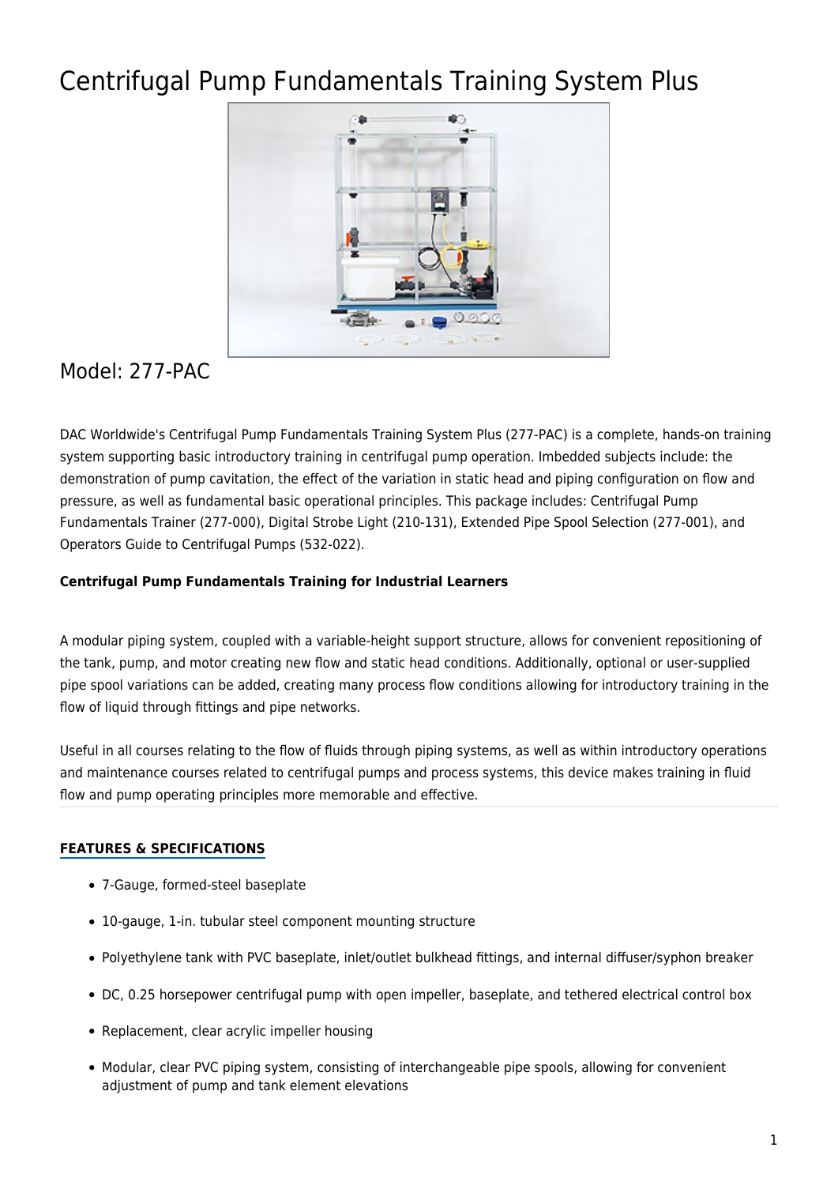# Centrifugal Pump Fundamentals Training System Plus

## Model: 277-PAC

DAC Worldwide's Centrifugal Pump Fundamentals Training System Plus (277-PAC) is a complete, hands-on training system supporting basic introductory training in centrifugal pump operation. Imbedded subjects include: the demonstration of pump cavitation, the effect of the variation in static head and piping configuration on flow and pressure, as well as fundamental basic operational principles. This package includes: Centrifugal Pump Fundamentals Trainer (277-000), Digital Strobe Light (210-131), Extended Pipe Spool Selection (277-001), and Operators Guide to Centrifugal Pumps (532-022).

**Centrifugal Pump Fundamentals Training for Industrial Learners**

A modular piping system, coupled with a variable-height support structure, allows for convenient repositioning of the tank, pump, and motor creating new flow and static head conditions. Additionally, optional or user-supplied pipe spool variations can be added, creating many process flow conditions allowing for introductory training in the flow of liquid through fittings and pipe networks.

Useful in all courses relating to the flow of fluids through piping systems, as well as within introductory operations and maintenance courses related to centrifugal pumps and process systems, this device makes training in fluid flow and pump operating principles more memorable and effective.

**FEATURES & SPECIFICATIONS**

- 7-Gauge, formed-steel baseplate
- 10-gauge, 1-in. tubular steel component mounting structure
- Polyethylene tank with PVC baseplate, inlet/outlet bulkhead fittings, and internal diffuser/syphon breaker
- DC, 0.25 horsepower centrifugal pump with open impeller, baseplate, and tethered electrical control box
- Replacement, clear acrylic impeller housing
- Modular, clear PVC piping system, consisting of interchangeable pipe spools, allowing for convenient adjustment of pump and tank element elevations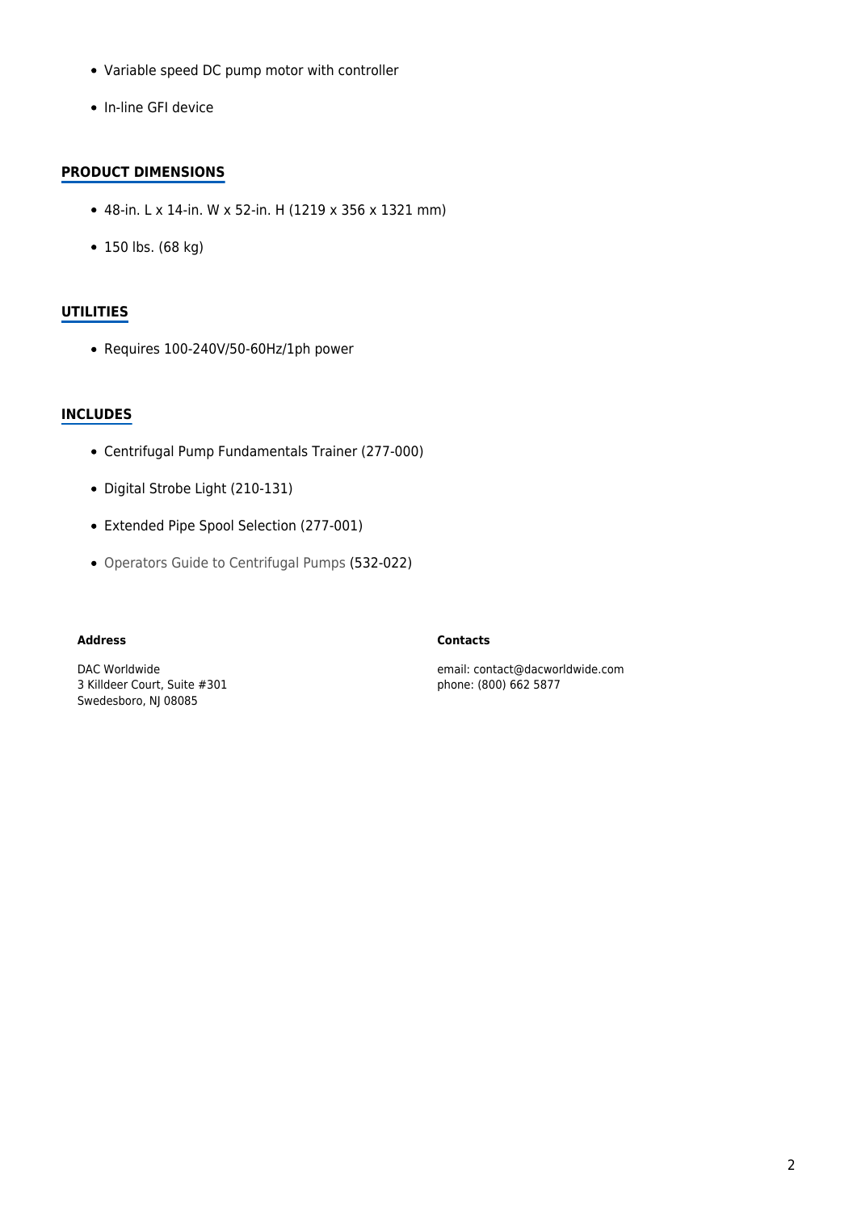- Variable speed DC pump motor with controller
- In-line GFI device

## PRODUCT DIMENSIONS

- 48-in. L x 14-in. W x 52-in. H (1219 x 356 x 1321 mm)
- 150 lbs. (68 kg)

## UTILITIES

- Requires 100-240V/50-60Hz/1ph power

## INCLUDES

- Centrifugal Pump Fundamentals Trainer (277-000)
- Digital Strobe Light (210-131)
- Extended Pipe Spool Selection (277-001)
- Operators Guide to Centrifugal Pumps (532-022)

**Address**

DAC Worldwide
3 Killdeer Court, Suite #301
Swedesboro, NJ 08085

**Contacts**

email: contact@dacworldwide.com
phone: (800) 662 5877